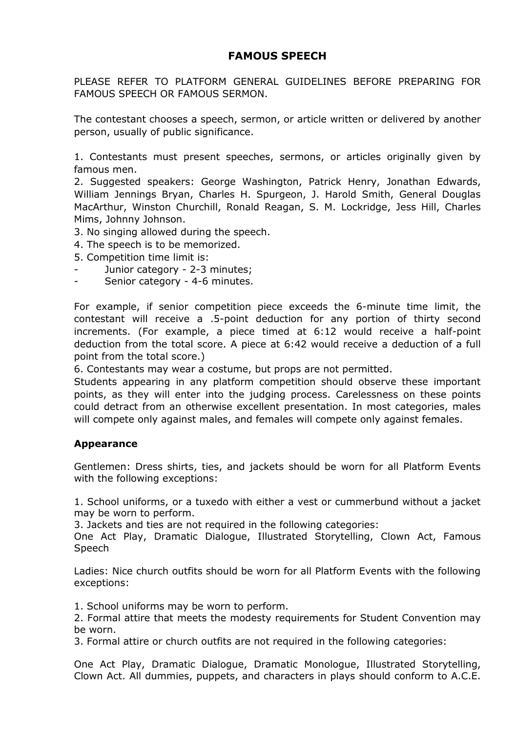# FAMOUS SPEECH

PLEASE REFER TO PLATFORM GENERAL GUIDELINES BEFORE PREPARING FOR FAMOUS SPEECH OR FAMOUS SERMON.

The contestant chooses a speech, sermon, or article written or delivered by another person, usually of public significance.

1. Contestants must present speeches, sermons, or articles originally given by famous men.
2. Suggested speakers: George Washington, Patrick Henry, Jonathan Edwards, William Jennings Bryan, Charles H. Spurgeon, J. Harold Smith, General Douglas MacArthur, Winston Churchill, Ronald Reagan, S. M. Lockridge, Jess Hill, Charles Mims, Johnny Johnson.
3. No singing allowed during the speech.
4. The speech is to be memorized.
5. Competition time limit is:
- Junior category - 2-3 minutes;
- Senior category - 4-6 minutes.

For example, if senior competition piece exceeds the 6-minute time limit, the contestant will receive a .5-point deduction for any portion of thirty second increments. (For example, a piece timed at 6:12 would receive a half-point deduction from the total score. A piece at 6:42 would receive a deduction of a full point from the total score.)

6. Contestants may wear a costume, but props are not permitted.

Students appearing in any platform competition should observe these important points, as they will enter into the judging process. Carelessness on these points could detract from an otherwise excellent presentation. In most categories, males will compete only against males, and females will compete only against females.

### Appearance

Gentlemen: Dress shirts, ties, and jackets should be worn for all Platform Events with the following exceptions:

1. School uniforms, or a tuxedo with either a vest or cummerbund without a jacket may be worn to perform.
3. Jackets and ties are not required in the following categories:
One Act Play, Dramatic Dialogue, Illustrated Storytelling, Clown Act, Famous Speech

Ladies: Nice church outfits should be worn for all Platform Events with the following exceptions:

1. School uniforms may be worn to perform.
2. Formal attire that meets the modesty requirements for Student Convention may be worn.
3. Formal attire or church outfits are not required in the following categories:

One Act Play, Dramatic Dialogue, Dramatic Monologue, Illustrated Storytelling, Clown Act. All dummies, puppets, and characters in plays should conform to A.C.E.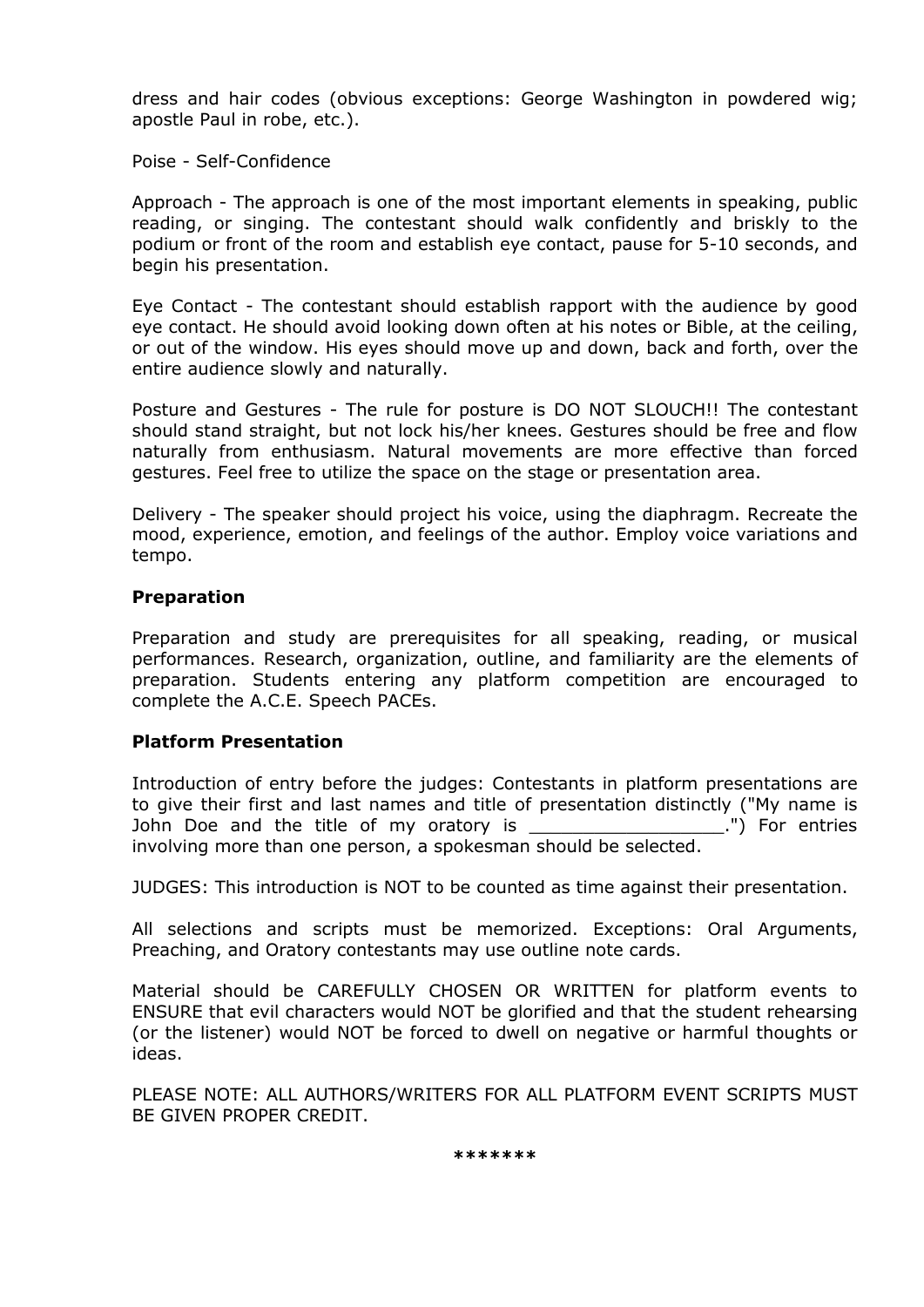dress and hair codes (obvious exceptions: George Washington in powdered wig; apostle Paul in robe, etc.).

Poise - Self-Confidence

Approach - The approach is one of the most important elements in speaking, public reading, or singing. The contestant should walk confidently and briskly to the podium or front of the room and establish eye contact, pause for 5-10 seconds, and begin his presentation.

Eye Contact - The contestant should establish rapport with the audience by good eye contact. He should avoid looking down often at his notes or Bible, at the ceiling, or out of the window. His eyes should move up and down, back and forth, over the entire audience slowly and naturally.

Posture and Gestures - The rule for posture is DO NOT SLOUCH!! The contestant should stand straight, but not lock his/her knees. Gestures should be free and flow naturally from enthusiasm. Natural movements are more effective than forced gestures. Feel free to utilize the space on the stage or presentation area.

Delivery - The speaker should project his voice, using the diaphragm. Recreate the mood, experience, emotion, and feelings of the author. Employ voice variations and tempo.

**Preparation**

Preparation and study are prerequisites for all speaking, reading, or musical performances. Research, organization, outline, and familiarity are the elements of preparation. Students entering any platform competition are encouraged to complete the A.C.E. Speech PACEs.

**Platform Presentation**

Introduction of entry before the judges: Contestants in platform presentations are to give their first and last names and title of presentation distinctly ("My name is John Doe and the title of my oratory is __________________.") For entries involving more than one person, a spokesman should be selected.

JUDGES: This introduction is NOT to be counted as time against their presentation.

All selections and scripts must be memorized. Exceptions: Oral Arguments, Preaching, and Oratory contestants may use outline note cards.

Material should be CAREFULLY CHOSEN OR WRITTEN for platform events to ENSURE that evil characters would NOT be glorified and that the student rehearsing (or the listener) would NOT be forced to dwell on negative or harmful thoughts or ideas.

PLEASE NOTE: ALL AUTHORS/WRITERS FOR ALL PLATFORM EVENT SCRIPTS MUST BE GIVEN PROPER CREDIT.

*******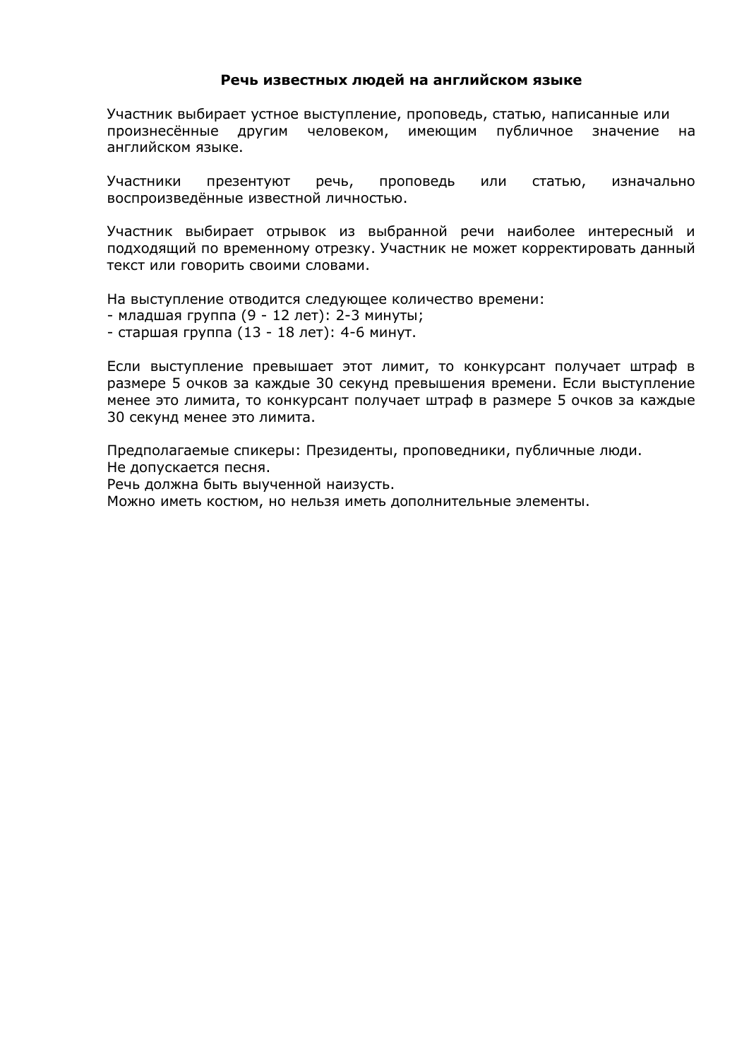## Речь известных людей на английском языке

Участник выбирает устное выступление, проповедь, статью, написанные или произнесённые другим человеком, имеющим публичное значение на английском языке.

Участники презентуют речь, проповедь или статью, изначально воспроизведённые известной личностью.

Участник выбирает отрывок из выбранной речи наиболее интересный и подходящий по временному отрезку. Участник не может корректировать данный текст или говорить своими словами.

На выступление отводится следующее количество времени:
- младшая группа (9 - 12 лет): 2-3 минуты;
- старшая группа (13 - 18 лет): 4-6 минут.

Если выступление превышает этот лимит, то конкурсант получает штраф в размере 5 очков за каждые 30 секунд превышения времени. Если выступление менее это лимита, то конкурсант получает штраф в размере 5 очков за каждые 30 секунд менее это лимита.

Предполагаемые спикеры: Президенты, проповедники, публичные люди.
Не допускается песня.
Речь должна быть выученной наизусть.
Можно иметь костюм, но нельзя иметь дополнительные элементы.